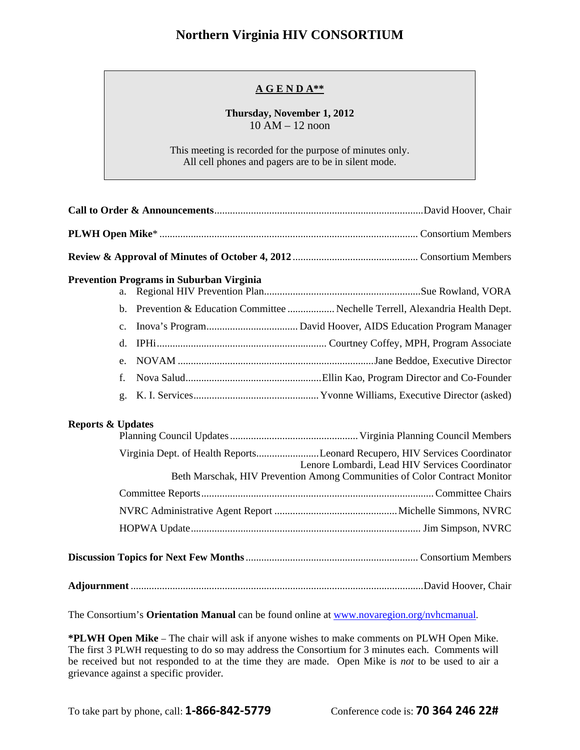# Northern Virginia HIV CONSORTIUM

**A G E N D A****

**Thursday, November 1, 2012**
10 AM – 12 noon

This meeting is recorded for the purpose of minutes only.
All cell phones and pagers are to be in silent mode.

**Call to Order & Announcements** ............................................................................... David Hoover, Chair

**PLWH Open Mike*** .................................................................................................. Consortium Members

**Review & Approval of Minutes of October 4, 2012** ................................................ Consortium Members

**Prevention Programs in Suburban Virginia**

a. Regional HIV Prevention Plan ............................................................ Sue Rowland, VORA
b. Prevention & Education Committee .................. Nechelle Terrell, Alexandria Health Dept.
c. Inova's Program ................................... David Hoover, AIDS Education Program Manager
d. IPHi ................................................................. Courtney Coffey, MPH, Program Associate
e. NOVAM ........................................................................... Jane Beddoe, Executive Director
f. Nova Salud .................................................... Ellin Kao, Program Director and Co-Founder
g. K. I. Services ................................................ Yvonne Williams, Executive Director (asked)

**Reports & Updates**

Planning Council Updates ................................................. Virginia Planning Council Members

Virginia Dept. of Health Reports ........................ Leonard Recupero, HIV Services Coordinator
Lenore Lombardi, Lead HIV Services Coordinator
Beth Marschak, HIV Prevention Among Communities of Color Contract Monitor

Committee Reports ......................................................................................... Committee Chairs

NVRC Administrative Agent Report ............................................... Michelle Simmons, NVRC

HOPWA Update ........................................................................................ Jim Simpson, NVRC

**Discussion Topics for Next Few Months** .................................................................. Consortium Members

**Adjournment** ............................................................................................................... David Hoover, Chair

The Consortium's **Orientation Manual** can be found online at www.novaregion.org/nvhcmanual.

***PLWH Open Mike** – The chair will ask if anyone wishes to make comments on PLWH Open Mike. The first 3 PLWH requesting to do so may address the Consortium for 3 minutes each. Comments will be received but not responded to at the time they are made. Open Mike is *not* to be used to air a grievance against a specific provider.

To take part by phone, call: **1-866-842-5779** Conference code is: **70 364 246 22#**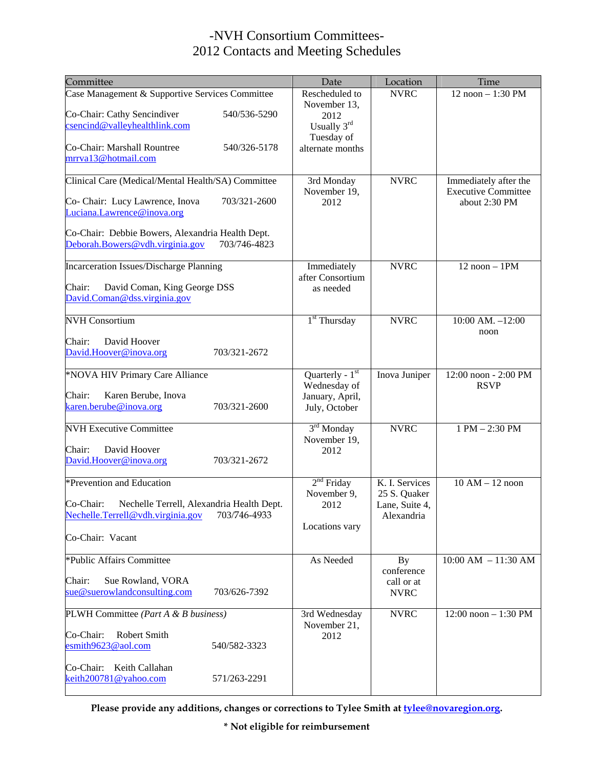# -NVH Consortium Committees-
# 2012 Contacts and Meeting Schedules

| Committee | Date | Location | Time |
|---|---|---|---|
| Case Management & Supportive Services Committee<br><br>Co-Chair: Cathy Sencindiver 540/536-5290<br>csencind@valleyhealthlink.com<br><br>Co-Chair: Marshall Rountree 540/326-5178<br>mrrva13@hotmail.com | Rescheduled to November 13, 2012<br>Usually 3rd Tuesday of alternate months | NVRC | 12 noon – 1:30 PM |
| Clinical Care (Medical/Mental Health/SA) Committee<br><br>Co- Chair: Lucy Lawrence, Inova 703/321-2600<br>Luciana.Lawrence@inova.org<br><br>Co-Chair: Debbie Bowers, Alexandria Health Dept.<br>Deborah.Bowers@vdh.virginia.gov 703/746-4823 | 3rd Monday November 19, 2012 | NVRC | Immediately after the Executive Committee about 2:30 PM |
| Incarceration Issues/Discharge Planning<br><br>Chair: David Coman, King George DSS<br>David.Coman@dss.virginia.gov | Immediately after Consortium as needed | NVRC | 12 noon – 1PM |
| NVH Consortium<br><br>Chair: David Hoover<br>David.Hoover@inova.org 703/321-2672 | 1st Thursday | NVRC | 10:00 AM. –12:00 noon |
| *NOVA HIV Primary Care Alliance<br><br>Chair: Karen Berube, Inova<br>karen.berube@inova.org 703/321-2600 | Quarterly - 1st Wednesday of January, April, July, October | Inova Juniper | 12:00 noon - 2:00 PM RSVP |
| NVH Executive Committee<br><br>Chair: David Hoover<br>David.Hoover@inova.org 703/321-2672 | 3rd Monday November 19, 2012 | NVRC | 1 PM – 2:30 PM |
| *Prevention and Education<br><br>Co-Chair: Nechelle Terrell, Alexandria Health Dept.<br>Nechelle.Terrell@vdh.virginia.gov 703/746-4933<br><br>Co-Chair: Vacant | 2nd Friday November 9, 2012<br><br>Locations vary | K. I. Services 25 S. Quaker Lane, Suite 4, Alexandria | 10 AM – 12 noon |
| *Public Affairs Committee<br><br>Chair: Sue Rowland, VORA<br>sue@suerowlandconsulting.com 703/626-7392 | As Needed | By conference call or at NVRC | 10:00 AM – 11:30 AM |
| PLWH Committee *(Part A & B business)*<br><br>Co-Chair: Robert Smith<br>esmith9623@aol.com 540/582-3323<br><br>Co-Chair: Keith Callahan<br>keith200781@yahoo.com 571/263-2291 | 3rd Wednesday November 21, 2012 | NVRC | 12:00 noon – 1:30 PM |

**Please provide any additions, changes or corrections to Tylee Smith at tylee@novaregion.org.**

**\* Not eligible for reimbursement**